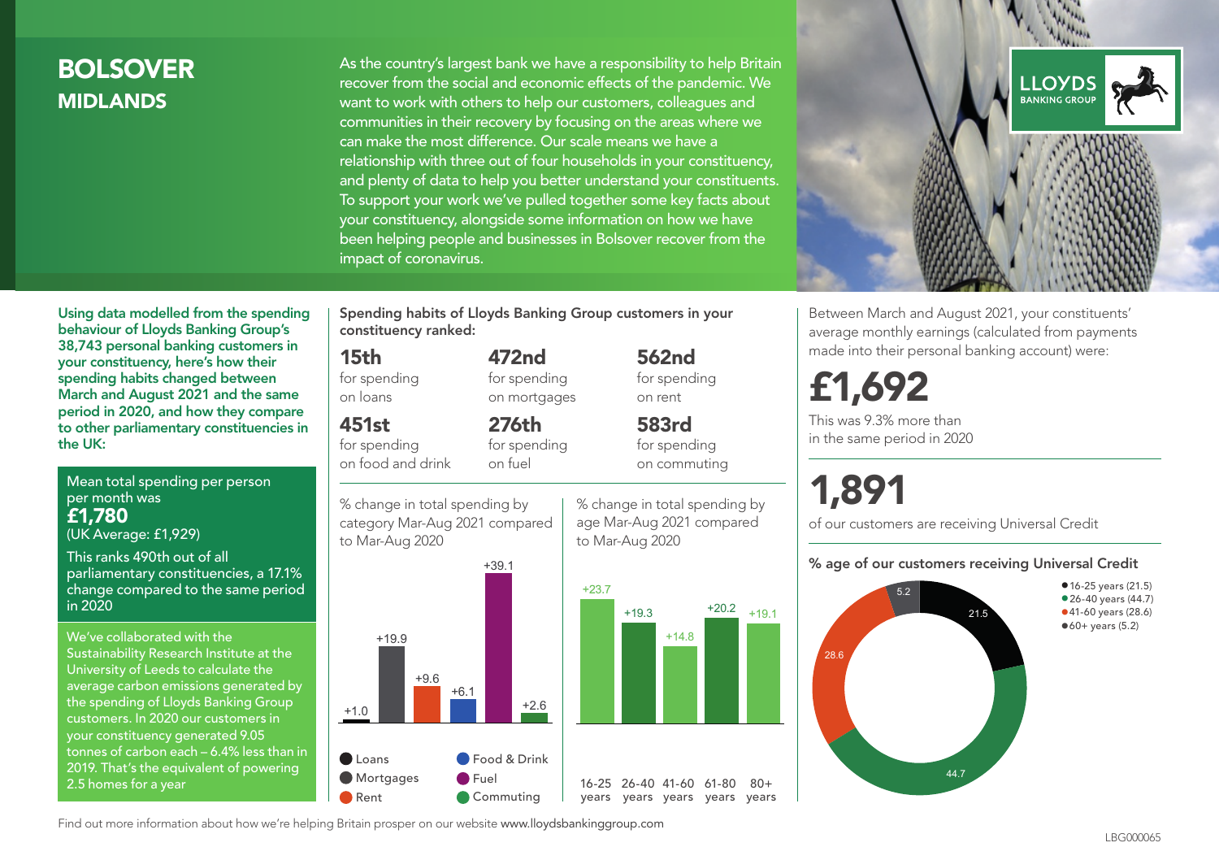# BOLSOVER
## MIDLANDS

As the country's largest bank we have a responsibility to help Britain recover from the social and economic effects of the pandemic. We want to work with others to help our customers, colleagues and communities in their recovery by focusing on the areas where we can make the most difference. Our scale means we have a relationship with three out of four households in your constituency, and plenty of data to help you better understand your constituents. To support your work we've pulled together some key facts about your constituency, alongside some information on how we have been helping people and businesses in Bolsover recover from the impact of coronavirus.

**Using data modelled from the spending behaviour of Lloyds Banking Group's 38,743 personal banking customers in your constituency, here's how their spending habits changed between March and August 2021 and the same period in 2020, and how they compare to other parliamentary constituencies in the UK:**

Mean total spending per person per month was
**£1,780**
(UK Average: £1,929)

This ranks 490th out of all parliamentary constituencies, a 17.1% change compared to the same period in 2020

We've collaborated with the Sustainability Research Institute at the University of Leeds to calculate the average carbon emissions generated by the spending of Lloyds Banking Group customers. In 2020 our customers in your constituency generated 9.05 tonnes of carbon each – 6.4% less than in 2019. That's the equivalent of powering 2.5 homes for a year

**Spending habits of Lloyds Banking Group customers in your constituency ranked:**

**15th** for spending on loans

**472nd** for spending on mortgages

**562nd** for spending on rent

**451st** for spending on food and drink

**276th** for spending on fuel

**583rd** for spending on commuting

% change in total spending by category Mar-Aug 2021 compared to Mar-Aug 2020

| Category | % change |
|---|---|
| Loans | +1.0 |
| Mortgages | +19.9 |
| Rent | +9.6 |
| Food & Drink | +6.1 |
| Fuel | +39.1 |
| Commuting | +2.6 |

% change in total spending by age Mar-Aug 2021 compared to Mar-Aug 2020

| Age | % change |
|---|---|
| 16-25 years | +23.7 |
| 26-40 years | +19.3 |
| 41-60 years | +14.8 |
| 61-80 years | +20.2 |
| 80+ years | +19.1 |

Between March and August 2021, your constituents' average monthly earnings (calculated from payments made into their personal banking account) were:

**£1,692**

This was 9.3% more than in the same period in 2020

**1,891**

of our customers are receiving Universal Credit

**% age of our customers receiving Universal Credit**

| Age | % |
|---|---|
| 16-25 years | 21.5 |
| 26-40 years | 44.7 |
| 41-60 years | 28.6 |
| 60+ years | 5.2 |

Find out more information about how we're helping Britain prosper on our website www.lloydsbankinggroup.com

LBG000065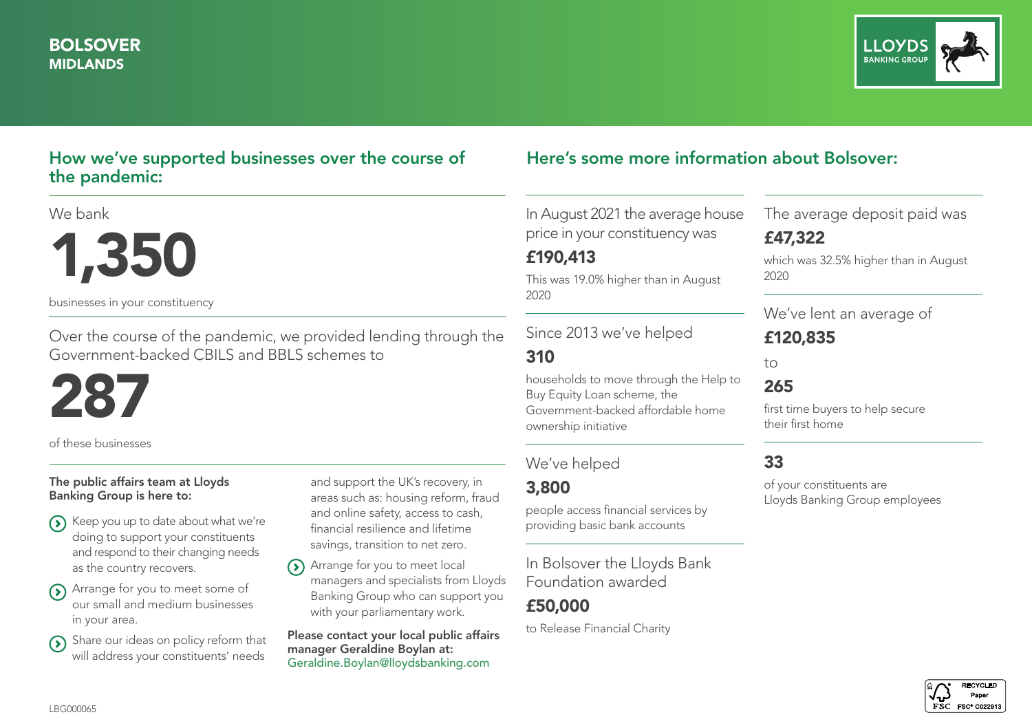**BOLSOVER**
**MIDLANDS**

LLOYDS BANKING GROUP

## How we've supported businesses over the course of the pandemic:

We bank

# 1,350

businesses in your constituency

Over the course of the pandemic, we provided lending through the Government-backed CBILS and BBLS schemes to

# 287

of these businesses

**The public affairs team at Lloyds Banking Group is here to:**

- Keep you up to date about what we're doing to support your constituents and respond to their changing needs as the country recovers.
- Arrange for you to meet some of our small and medium businesses in your area.
- Share our ideas on policy reform that will address your constituents' needs and support the UK's recovery, in areas such as: housing reform, fraud and online safety, access to cash, financial resilience and lifetime savings, transition to net zero.
- Arrange for you to meet local managers and specialists from Lloyds Banking Group who can support you with your parliamentary work.

**Please contact your local public affairs manager Geraldine Boylan at:**
Geraldine.Boylan@lloydsbanking.com

## Here's some more information about Bolsover:

In August 2021 the average house price in your constituency was

**£190,413**

This was 19.0% higher than in August 2020

Since 2013 we've helped

**310**

households to move through the Help to Buy Equity Loan scheme, the Government-backed affordable home ownership initiative

We've helped

**3,800**

people access financial services by providing basic bank accounts

In Bolsover the Lloyds Bank Foundation awarded

**£50,000**

to Release Financial Charity

The average deposit paid was

**£47,322**

which was 32.5% higher than in August 2020

We've lent an average of

**£120,835**

to

**265**

first time buyers to help secure their first home

**33**

of your constituents are Lloyds Banking Group employees

LBG000065

RECYCLED Paper FSC® C022913